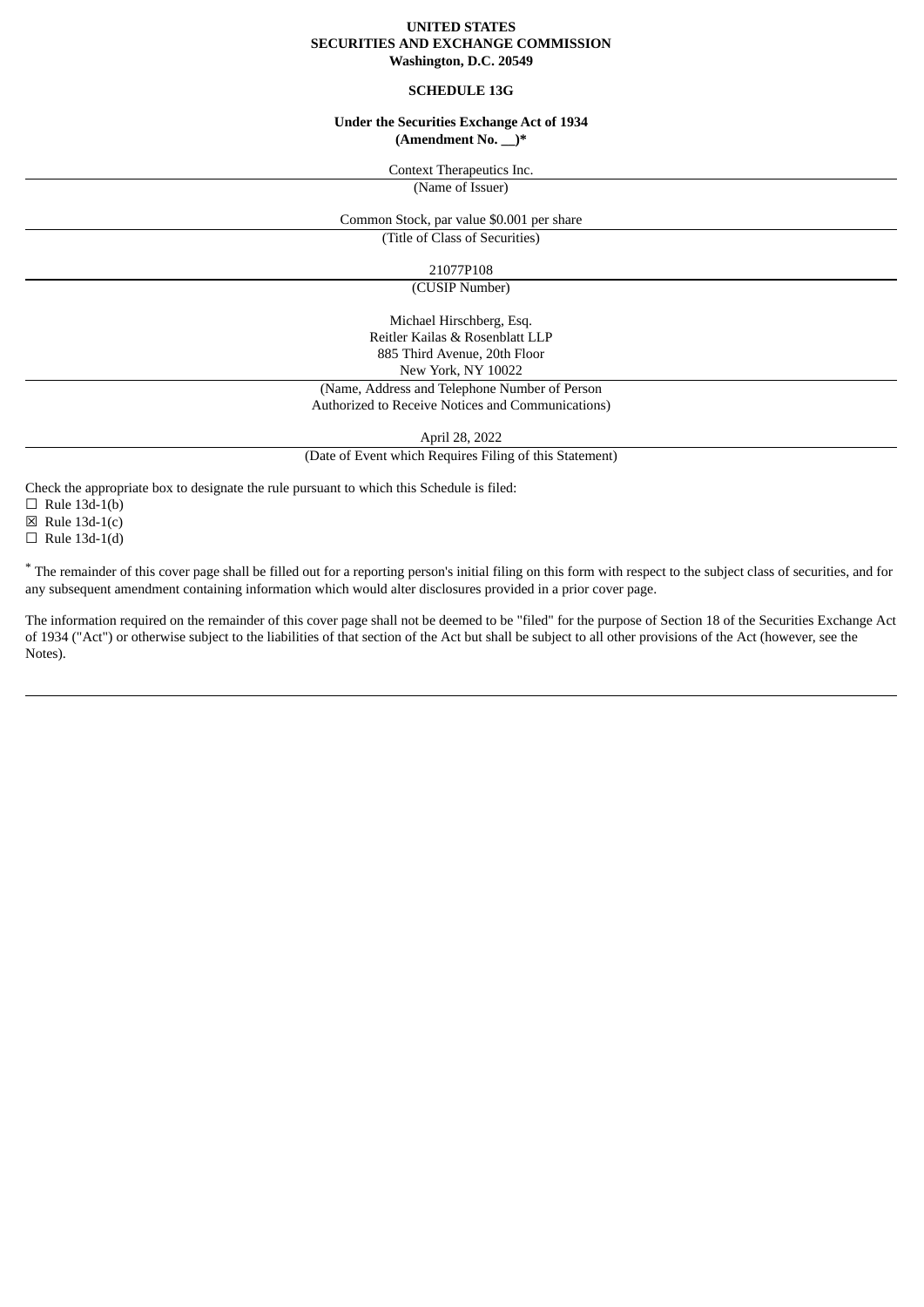**UNITED STATES**
**SECURITIES AND EXCHANGE COMMISSION**
**Washington, D.C. 20549**

**SCHEDULE 13G**

**Under the Securities Exchange Act of 1934**
**(Amendment No. __)***

Context Therapeutics Inc.

(Name of Issuer)

Common Stock, par value $0.001 per share

(Title of Class of Securities)

21077P108

(CUSIP Number)

Michael Hirschberg, Esq.
Reitler Kailas & Rosenblatt LLP
885 Third Avenue, 20th Floor
New York, NY 10022

(Name, Address and Telephone Number of Person Authorized to Receive Notices and Communications)

April 28, 2022

(Date of Event which Requires Filing of this Statement)

Check the appropriate box to designate the rule pursuant to which this Schedule is filed:

☐ Rule 13d-1(b)
☒ Rule 13d-1(c)
☐ Rule 13d-1(d)

* The remainder of this cover page shall be filled out for a reporting person's initial filing on this form with respect to the subject class of securities, and for any subsequent amendment containing information which would alter disclosures provided in a prior cover page.

The information required on the remainder of this cover page shall not be deemed to be "filed" for the purpose of Section 18 of the Securities Exchange Act of 1934 ("Act") or otherwise subject to the liabilities of that section of the Act but shall be subject to all other provisions of the Act (however, see the Notes).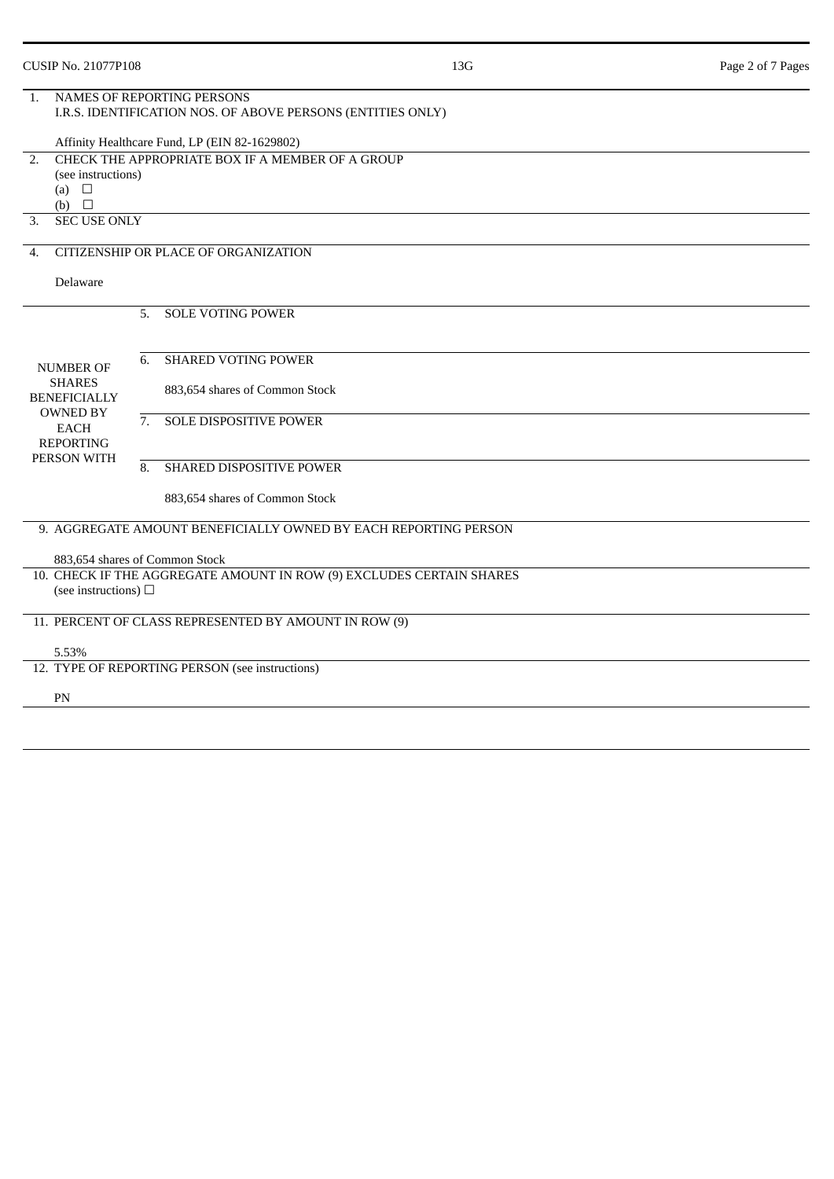CUSIP No. 21077P108 | 13G

| | |
|---|---|
| 1. | NAMES OF REPORTING PERSONS<br>I.R.S. IDENTIFICATION NOS. OF ABOVE PERSONS (ENTITIES ONLY)<br><br>Affinity Healthcare Fund, LP (EIN 82-1629802) |
| 2. | CHECK THE APPROPRIATE BOX IF A MEMBER OF A GROUP<br>(see instructions)<br>(a) ☐<br>(b) ☐ |
| 3. | SEC USE ONLY |
| 4. | CITIZENSHIP OR PLACE OF ORGANIZATION<br><br>Delaware |

| NUMBER OF SHARES BENEFICIALLY OWNED BY EACH REPORTING PERSON WITH | | |
|---|---|---|
| | 5. | SOLE VOTING POWER |
| | 6. | SHARED VOTING POWER<br><br>883,654 shares of Common Stock |
| | 7. | SOLE DISPOSITIVE POWER |
| | 8. | SHARED DISPOSITIVE POWER<br><br>883,654 shares of Common Stock |

| | |
|---|---|
| 9. | AGGREGATE AMOUNT BENEFICIALLY OWNED BY EACH REPORTING PERSON<br><br>883,654 shares of Common Stock |
| 10. | CHECK IF THE AGGREGATE AMOUNT IN ROW (9) EXCLUDES CERTAIN SHARES<br>(see instructions) ☐ |
| 11. | PERCENT OF CLASS REPRESENTED BY AMOUNT IN ROW (9)<br><br>5.53% |
| 12. | TYPE OF REPORTING PERSON (see instructions)<br><br>PN |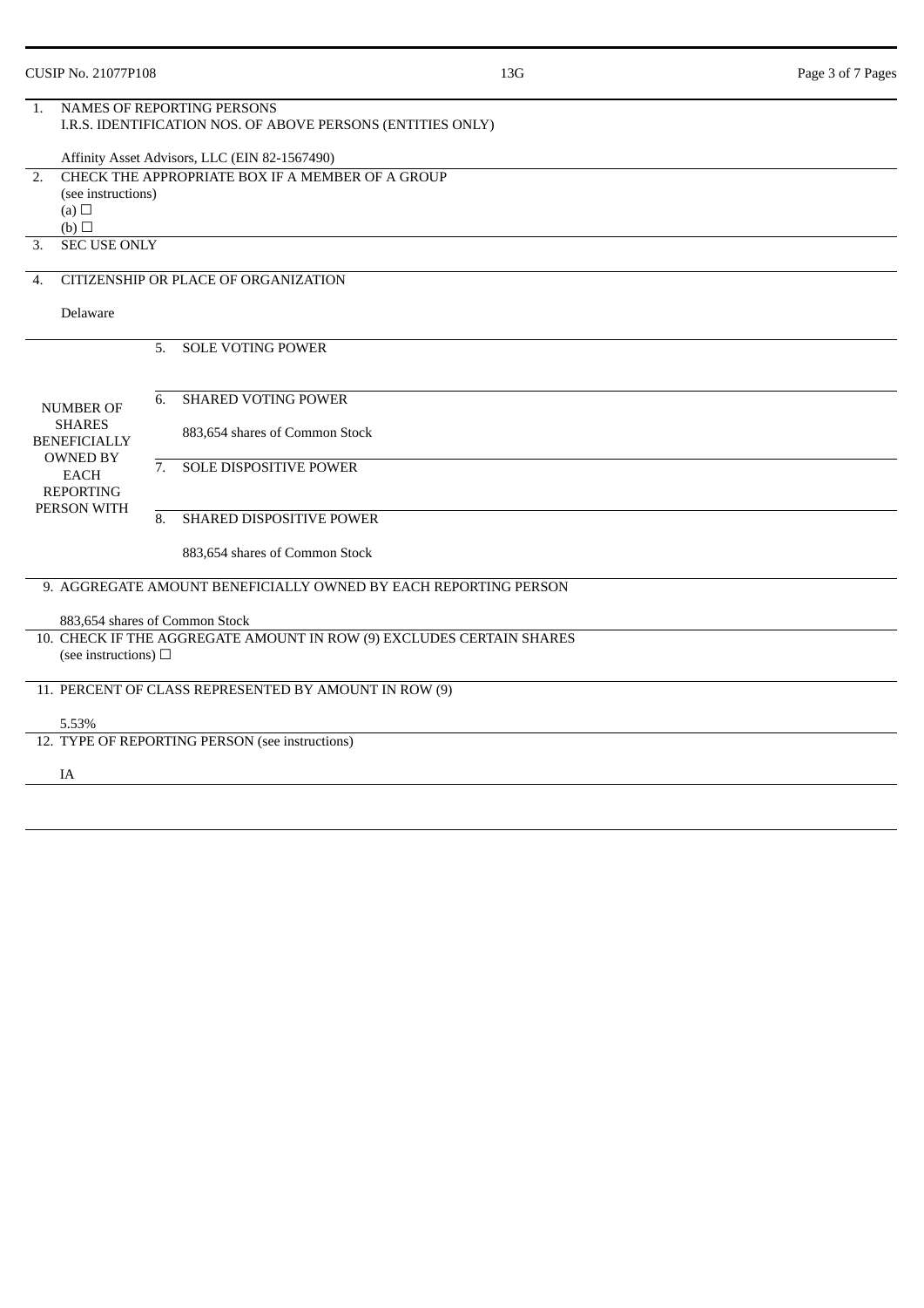CUSIP No. 21077P108

| | | |
|---|---|---|
| 1. | NAMES OF REPORTING PERSONS<br>I.R.S. IDENTIFICATION NOS. OF ABOVE PERSONS (ENTITIES ONLY)<br><br>Affinity Asset Advisors, LLC (EIN 82-1567490) | |
| 2. | CHECK THE APPROPRIATE BOX IF A MEMBER OF A GROUP<br>(see instructions)<br>(a) ☐<br>(b) ☐ | |
| 3. | SEC USE ONLY | |
| 4. | CITIZENSHIP OR PLACE OF ORGANIZATION<br><br>Delaware | |
| NUMBER OF SHARES BENEFICIALLY OWNED BY EACH REPORTING PERSON WITH | 5. | SOLE VOTING POWER |
| | 6. | SHARED VOTING POWER<br><br>883,654 shares of Common Stock |
| | 7. | SOLE DISPOSITIVE POWER |
| | 8. | SHARED DISPOSITIVE POWER<br><br>883,654 shares of Common Stock |
| 9. | AGGREGATE AMOUNT BENEFICIALLY OWNED BY EACH REPORTING PERSON<br><br>883,654 shares of Common Stock | |
| 10. | CHECK IF THE AGGREGATE AMOUNT IN ROW (9) EXCLUDES CERTAIN SHARES<br>(see instructions) ☐ | |
| 11. | PERCENT OF CLASS REPRESENTED BY AMOUNT IN ROW (9)<br><br>5.53% | |
| 12. | TYPE OF REPORTING PERSON (see instructions)<br><br>IA | |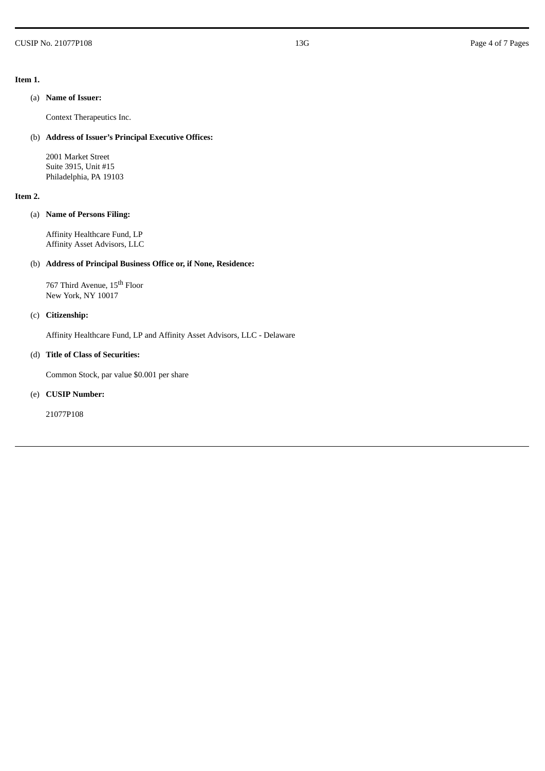**Item 1.**

(a) **Name of Issuer:**

Context Therapeutics Inc.

(b) **Address of Issuer's Principal Executive Offices:**

2001 Market Street
Suite 3915, Unit #15
Philadelphia, PA 19103

**Item 2.**

(a) **Name of Persons Filing:**

Affinity Healthcare Fund, LP
Affinity Asset Advisors, LLC

(b) **Address of Principal Business Office or, if None, Residence:**

767 Third Avenue, 15th Floor
New York, NY 10017

(c) **Citizenship:**

Affinity Healthcare Fund, LP and Affinity Asset Advisors, LLC - Delaware

(d) **Title of Class of Securities:**

Common Stock, par value $0.001 per share

(e) **CUSIP Number:**

21077P108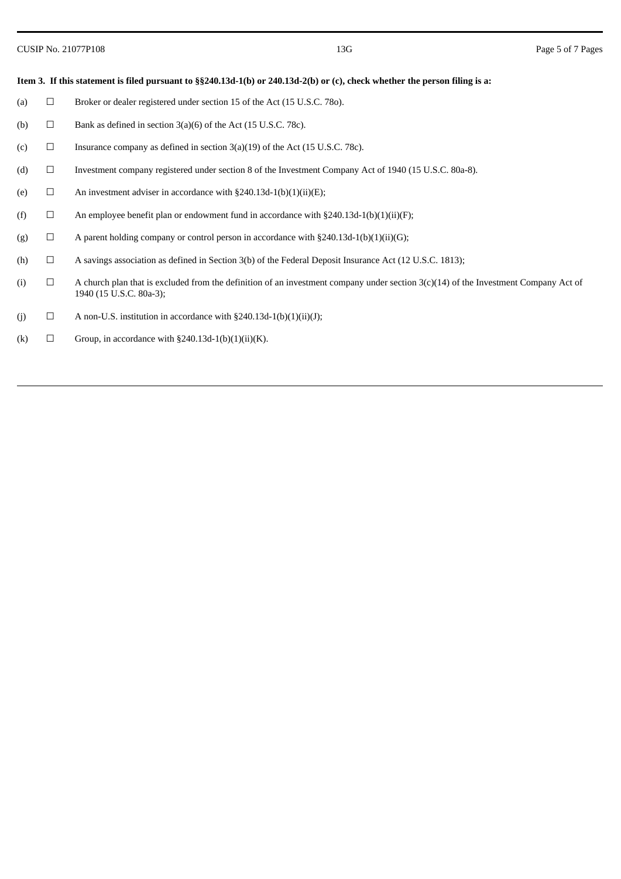**Item 3. If this statement is filed pursuant to §§240.13d-1(b) or 240.13d-2(b) or (c), check whether the person filing is a:**

(a) ☐ Broker or dealer registered under section 15 of the Act (15 U.S.C. 78o).

(b) ☐ Bank as defined in section 3(a)(6) of the Act (15 U.S.C. 78c).

(c) ☐ Insurance company as defined in section 3(a)(19) of the Act (15 U.S.C. 78c).

(d) ☐ Investment company registered under section 8 of the Investment Company Act of 1940 (15 U.S.C. 80a-8).

(e) ☐ An investment adviser in accordance with §240.13d-1(b)(1)(ii)(E);

(f) ☐ An employee benefit plan or endowment fund in accordance with §240.13d-1(b)(1)(ii)(F);

(g) ☐ A parent holding company or control person in accordance with §240.13d-1(b)(1)(ii)(G);

(h) ☐ A savings association as defined in Section 3(b) of the Federal Deposit Insurance Act (12 U.S.C. 1813);

(i) ☐ A church plan that is excluded from the definition of an investment company under section 3(c)(14) of the Investment Company Act of 1940 (15 U.S.C. 80a-3);

(j) ☐ A non-U.S. institution in accordance with §240.13d-1(b)(1)(ii)(J);

(k) ☐ Group, in accordance with §240.13d-1(b)(1)(ii)(K).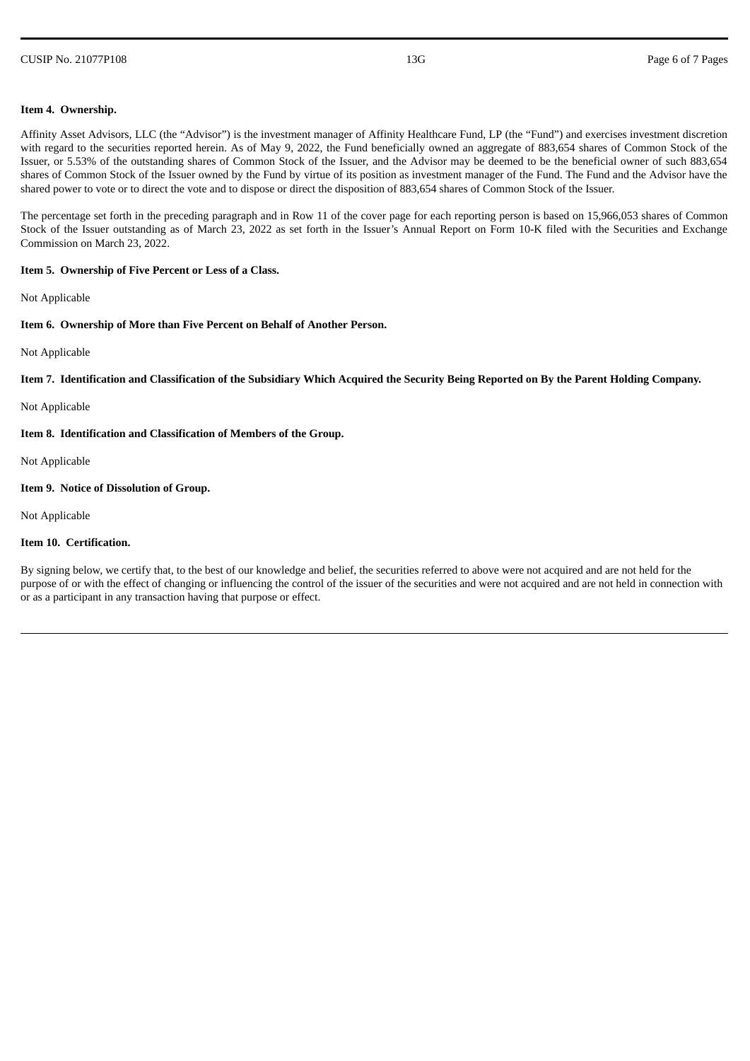**Item 4. Ownership.**

Affinity Asset Advisors, LLC (the "Advisor") is the investment manager of Affinity Healthcare Fund, LP (the "Fund") and exercises investment discretion with regard to the securities reported herein. As of May 9, 2022, the Fund beneficially owned an aggregate of 883,654 shares of Common Stock of the Issuer, or 5.53% of the outstanding shares of Common Stock of the Issuer, and the Advisor may be deemed to be the beneficial owner of such 883,654 shares of Common Stock of the Issuer owned by the Fund by virtue of its position as investment manager of the Fund. The Fund and the Advisor have the shared power to vote or to direct the vote and to dispose or direct the disposition of 883,654 shares of Common Stock of the Issuer.

The percentage set forth in the preceding paragraph and in Row 11 of the cover page for each reporting person is based on 15,966,053 shares of Common Stock of the Issuer outstanding as of March 23, 2022 as set forth in the Issuer's Annual Report on Form 10-K filed with the Securities and Exchange Commission on March 23, 2022.

**Item 5. Ownership of Five Percent or Less of a Class.**

Not Applicable

**Item 6. Ownership of More than Five Percent on Behalf of Another Person.**

Not Applicable

**Item 7. Identification and Classification of the Subsidiary Which Acquired the Security Being Reported on By the Parent Holding Company.**

Not Applicable

**Item 8. Identification and Classification of Members of the Group.**

Not Applicable

**Item 9. Notice of Dissolution of Group.**

Not Applicable

**Item 10. Certification.**

By signing below, we certify that, to the best of our knowledge and belief, the securities referred to above were not acquired and are not held for the purpose of or with the effect of changing or influencing the control of the issuer of the securities and were not acquired and are not held in connection with or as a participant in any transaction having that purpose or effect.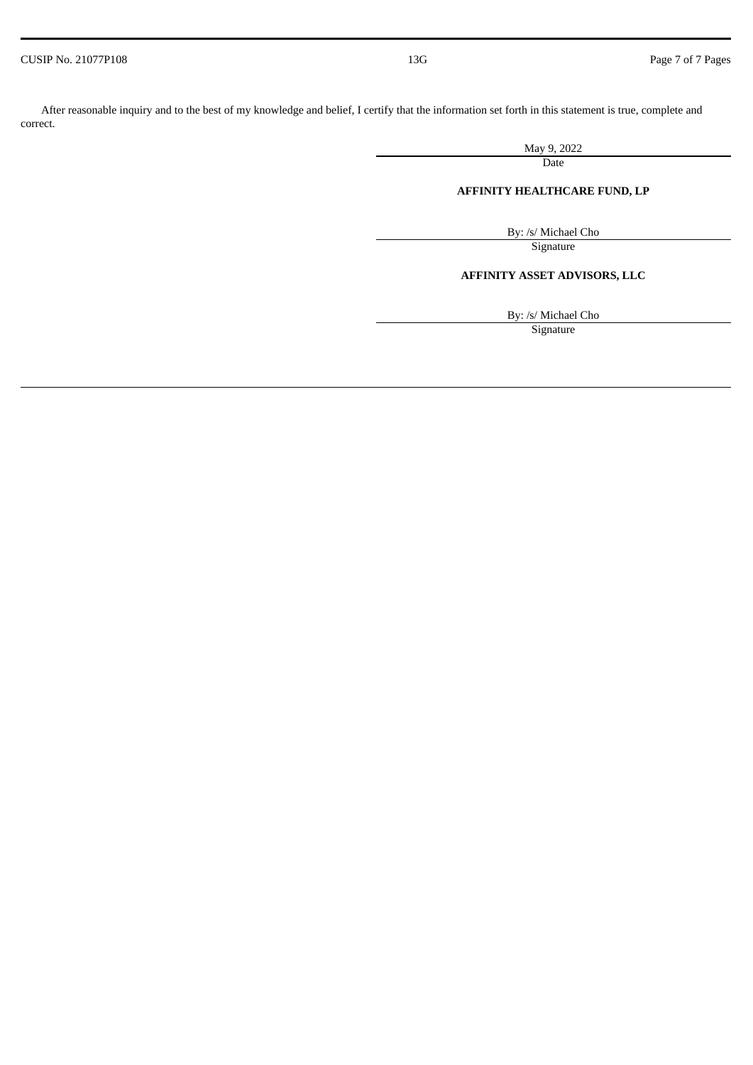After reasonable inquiry and to the best of my knowledge and belief, I certify that the information set forth in this statement is true, complete and correct.

May 9, 2022
Date

**AFFINITY HEALTHCARE FUND, LP**

By: /s/ Michael Cho
Signature

**AFFINITY ASSET ADVISORS, LLC**

By: /s/ Michael Cho
Signature